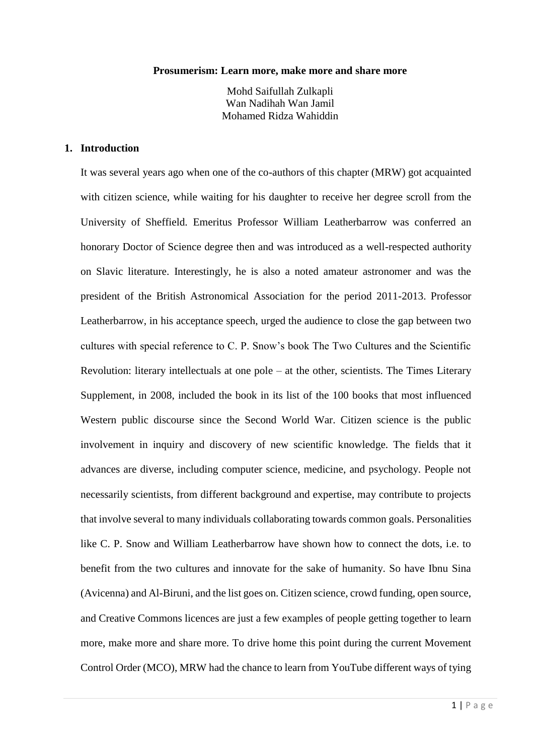**Prosumerism: Learn more, make more and share more**

Mohd Saifullah Zulkapli
Wan Nadihah Wan Jamil
Mohamed Ridza Wahiddin

## 1. Introduction

It was several years ago when one of the co-authors of this chapter (MRW) got acquainted with citizen science, while waiting for his daughter to receive her degree scroll from the University of Sheffield. Emeritus Professor William Leatherbarrow was conferred an honorary Doctor of Science degree then and was introduced as a well-respected authority on Slavic literature. Interestingly, he is also a noted amateur astronomer and was the president of the British Astronomical Association for the period 2011-2013. Professor Leatherbarrow, in his acceptance speech, urged the audience to close the gap between two cultures with special reference to C. P. Snow's book The Two Cultures and the Scientific Revolution: literary intellectuals at one pole – at the other, scientists. The Times Literary Supplement, in 2008, included the book in its list of the 100 books that most influenced Western public discourse since the Second World War. Citizen science is the public involvement in inquiry and discovery of new scientific knowledge. The fields that it advances are diverse, including computer science, medicine, and psychology. People not necessarily scientists, from different background and expertise, may contribute to projects that involve several to many individuals collaborating towards common goals. Personalities like C. P. Snow and William Leatherbarrow have shown how to connect the dots, i.e. to benefit from the two cultures and innovate for the sake of humanity. So have Ibnu Sina (Avicenna) and Al-Biruni, and the list goes on. Citizen science, crowd funding, open source, and Creative Commons licences are just a few examples of people getting together to learn more, make more and share more. To drive home this point during the current Movement Control Order (MCO), MRW had the chance to learn from YouTube different ways of tying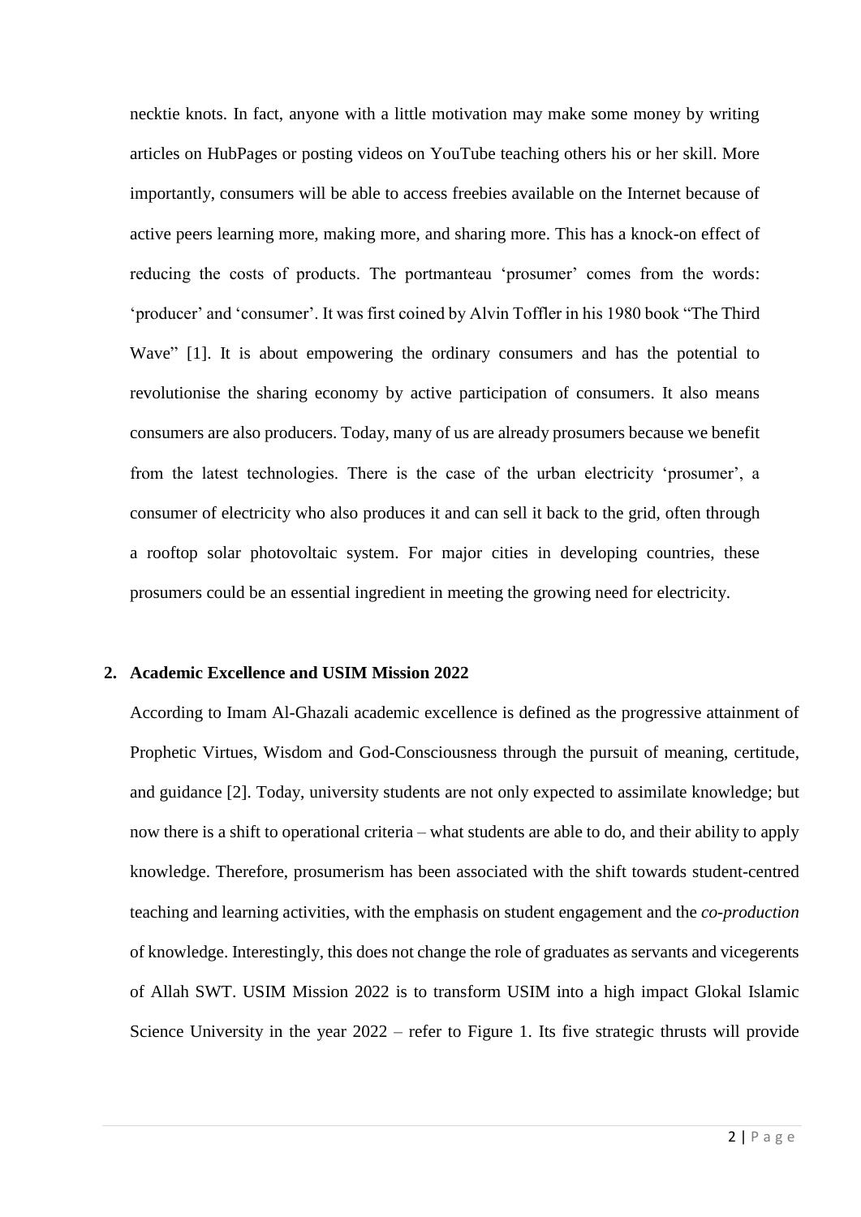necktie knots. In fact, anyone with a little motivation may make some money by writing articles on HubPages or posting videos on YouTube teaching others his or her skill. More importantly, consumers will be able to access freebies available on the Internet because of active peers learning more, making more, and sharing more. This has a knock-on effect of reducing the costs of products. The portmanteau 'prosumer' comes from the words: 'producer' and 'consumer'. It was first coined by Alvin Toffler in his 1980 book "The Third Wave" [1]. It is about empowering the ordinary consumers and has the potential to revolutionise the sharing economy by active participation of consumers. It also means consumers are also producers. Today, many of us are already prosumers because we benefit from the latest technologies. There is the case of the urban electricity 'prosumer', a consumer of electricity who also produces it and can sell it back to the grid, often through a rooftop solar photovoltaic system. For major cities in developing countries, these prosumers could be an essential ingredient in meeting the growing need for electricity.

## 2. Academic Excellence and USIM Mission 2022

According to Imam Al-Ghazali academic excellence is defined as the progressive attainment of Prophetic Virtues, Wisdom and God-Consciousness through the pursuit of meaning, certitude, and guidance [2]. Today, university students are not only expected to assimilate knowledge; but now there is a shift to operational criteria – what students are able to do, and their ability to apply knowledge. Therefore, prosumerism has been associated with the shift towards student-centred teaching and learning activities, with the emphasis on student engagement and the *co-production* of knowledge. Interestingly, this does not change the role of graduates as servants and vicegerents of Allah SWT. USIM Mission 2022 is to transform USIM into a high impact Glokal Islamic Science University in the year 2022 – refer to Figure 1. Its five strategic thrusts will provide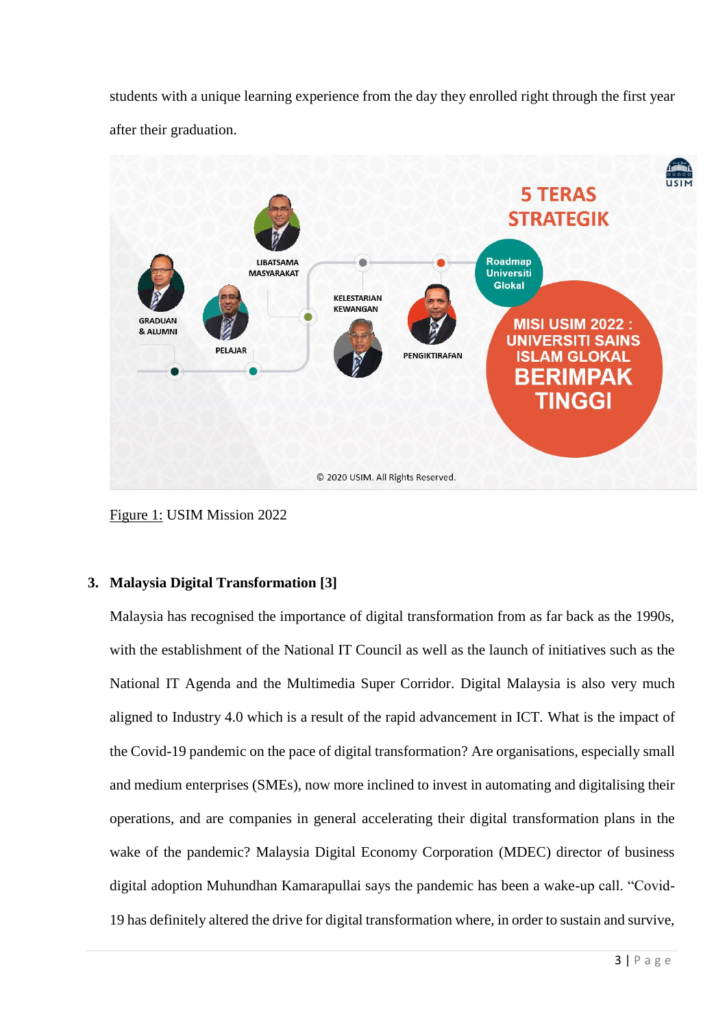students with a unique learning experience from the day they enrolled right through the first year after their graduation.

Figure 1: USIM Mission 2022

## 3. Malaysia Digital Transformation [3]

Malaysia has recognised the importance of digital transformation from as far back as the 1990s, with the establishment of the National IT Council as well as the launch of initiatives such as the National IT Agenda and the Multimedia Super Corridor. Digital Malaysia is also very much aligned to Industry 4.0 which is a result of the rapid advancement in ICT. What is the impact of the Covid-19 pandemic on the pace of digital transformation? Are organisations, especially small and medium enterprises (SMEs), now more inclined to invest in automating and digitalising their operations, and are companies in general accelerating their digital transformation plans in the wake of the pandemic? Malaysia Digital Economy Corporation (MDEC) director of business digital adoption Muhundhan Kamarapullai says the pandemic has been a wake-up call. "Covid-19 has definitely altered the drive for digital transformation where, in order to sustain and survive,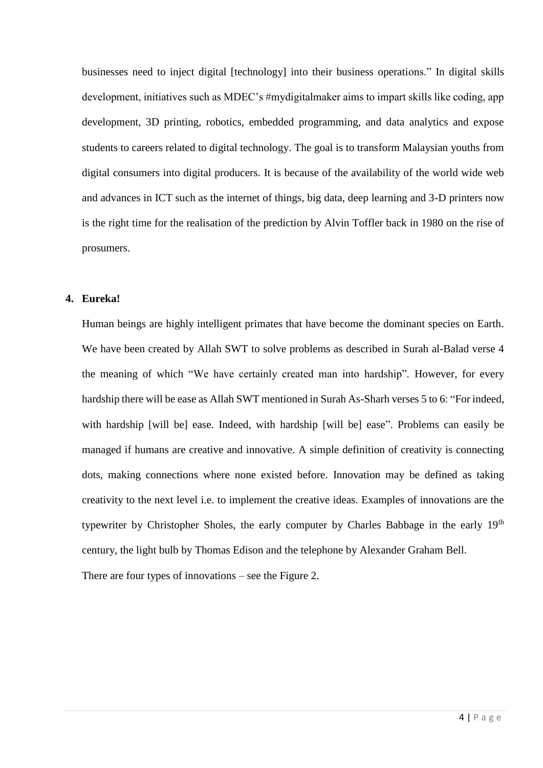businesses need to inject digital [technology] into their business operations." In digital skills development, initiatives such as MDEC's #mydigitalmaker aims to impart skills like coding, app development, 3D printing, robotics, embedded programming, and data analytics and expose students to careers related to digital technology. The goal is to transform Malaysian youths from digital consumers into digital producers. It is because of the availability of the world wide web and advances in ICT such as the internet of things, big data, deep learning and 3-D printers now is the right time for the realisation of the prediction by Alvin Toffler back in 1980 on the rise of prosumers.

## 4. Eureka!

Human beings are highly intelligent primates that have become the dominant species on Earth. We have been created by Allah SWT to solve problems as described in Surah al-Balad verse 4 the meaning of which "We have certainly created man into hardship". However, for every hardship there will be ease as Allah SWT mentioned in Surah As-Sharh verses 5 to 6: "For indeed, with hardship [will be] ease. Indeed, with hardship [will be] ease". Problems can easily be managed if humans are creative and innovative. A simple definition of creativity is connecting dots, making connections where none existed before. Innovation may be defined as taking creativity to the next level i.e. to implement the creative ideas. Examples of innovations are the typewriter by Christopher Sholes, the early computer by Charles Babbage in the early 19th century, the light bulb by Thomas Edison and the telephone by Alexander Graham Bell.

There are four types of innovations – see the Figure 2.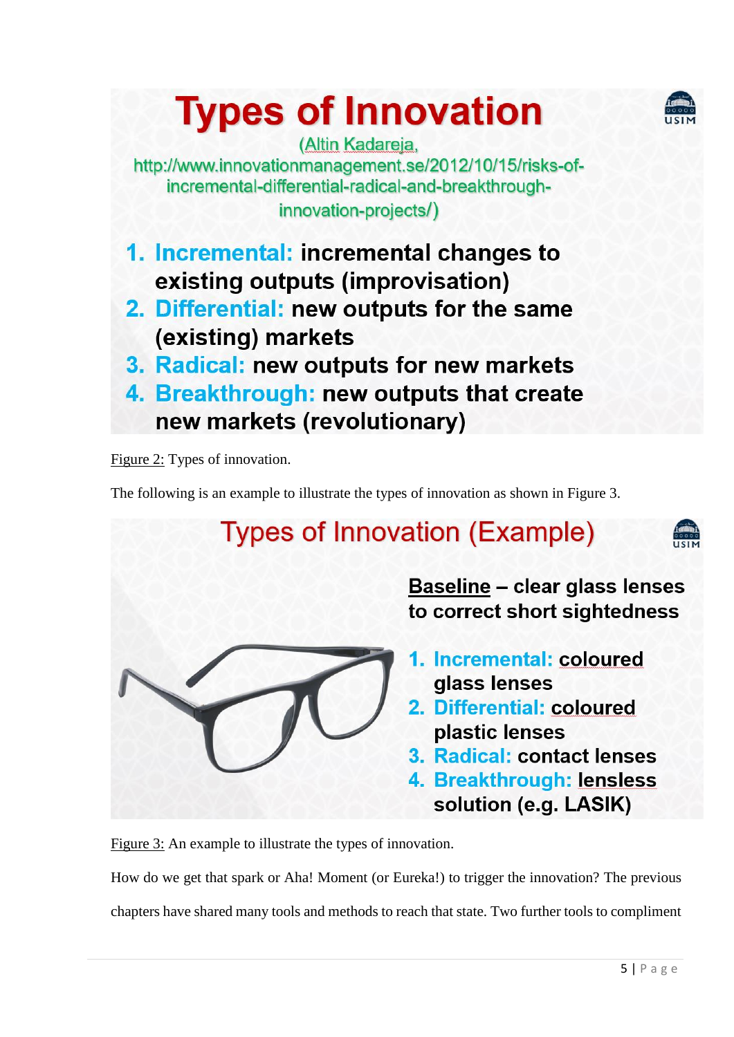# Types of Innovation

(Altin Kadareja, http://www.innovationmanagement.se/2012/10/15/risks-of-incremental-differential-radical-and-breakthrough-innovation-projects/)

1. **Incremental:** incremental changes to existing outputs (improvisation)
2. **Differential:** new outputs for the same (existing) markets
3. **Radical:** new outputs for new markets
4. **Breakthrough:** new outputs that create new markets (revolutionary)

Figure 2: Types of innovation.

The following is an example to illustrate the types of innovation as shown in Figure 3.

## Types of Innovation (Example)

**Baseline** – clear glass lenses to correct short sightedness

1. **Incremental:** coloured glass lenses
2. **Differential:** coloured plastic lenses
3. **Radical:** contact lenses
4. **Breakthrough:** lensless solution (e.g. LASIK)

Figure 3: An example to illustrate the types of innovation.

How do we get that spark or Aha! Moment (or Eureka!) to trigger the innovation? The previous chapters have shared many tools and methods to reach that state. Two further tools to compliment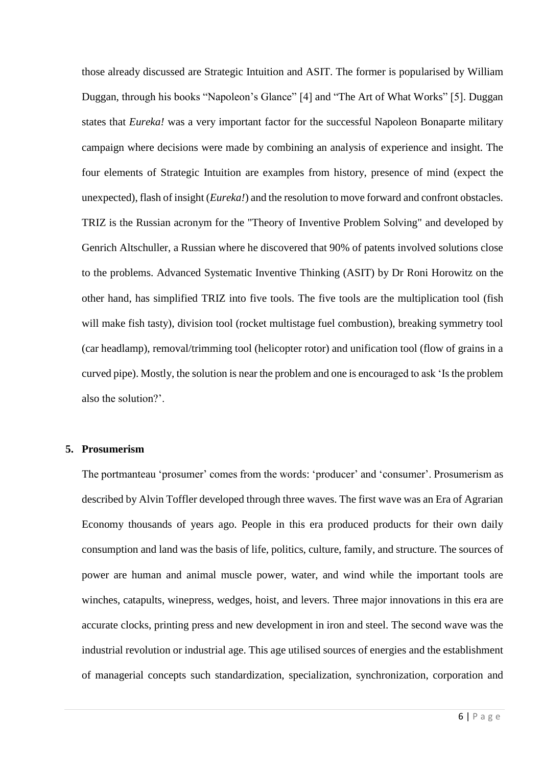those already discussed are Strategic Intuition and ASIT. The former is popularised by William Duggan, through his books "Napoleon's Glance" [4] and "The Art of What Works" [5]. Duggan states that *Eureka!* was a very important factor for the successful Napoleon Bonaparte military campaign where decisions were made by combining an analysis of experience and insight. The four elements of Strategic Intuition are examples from history, presence of mind (expect the unexpected), flash of insight (*Eureka!*) and the resolution to move forward and confront obstacles. TRIZ is the Russian acronym for the "Theory of Inventive Problem Solving" and developed by Genrich Altschuller, a Russian where he discovered that 90% of patents involved solutions close to the problems. Advanced Systematic Inventive Thinking (ASIT) by Dr Roni Horowitz on the other hand, has simplified TRIZ into five tools. The five tools are the multiplication tool (fish will make fish tasty), division tool (rocket multistage fuel combustion), breaking symmetry tool (car headlamp), removal/trimming tool (helicopter rotor) and unification tool (flow of grains in a curved pipe). Mostly, the solution is near the problem and one is encouraged to ask 'Is the problem also the solution?'.

## 5. Prosumerism

The portmanteau 'prosumer' comes from the words: 'producer' and 'consumer'. Prosumerism as described by Alvin Toffler developed through three waves. The first wave was an Era of Agrarian Economy thousands of years ago. People in this era produced products for their own daily consumption and land was the basis of life, politics, culture, family, and structure. The sources of power are human and animal muscle power, water, and wind while the important tools are winches, catapults, winepress, wedges, hoist, and levers. Three major innovations in this era are accurate clocks, printing press and new development in iron and steel. The second wave was the industrial revolution or industrial age. This age utilised sources of energies and the establishment of managerial concepts such standardization, specialization, synchronization, corporation and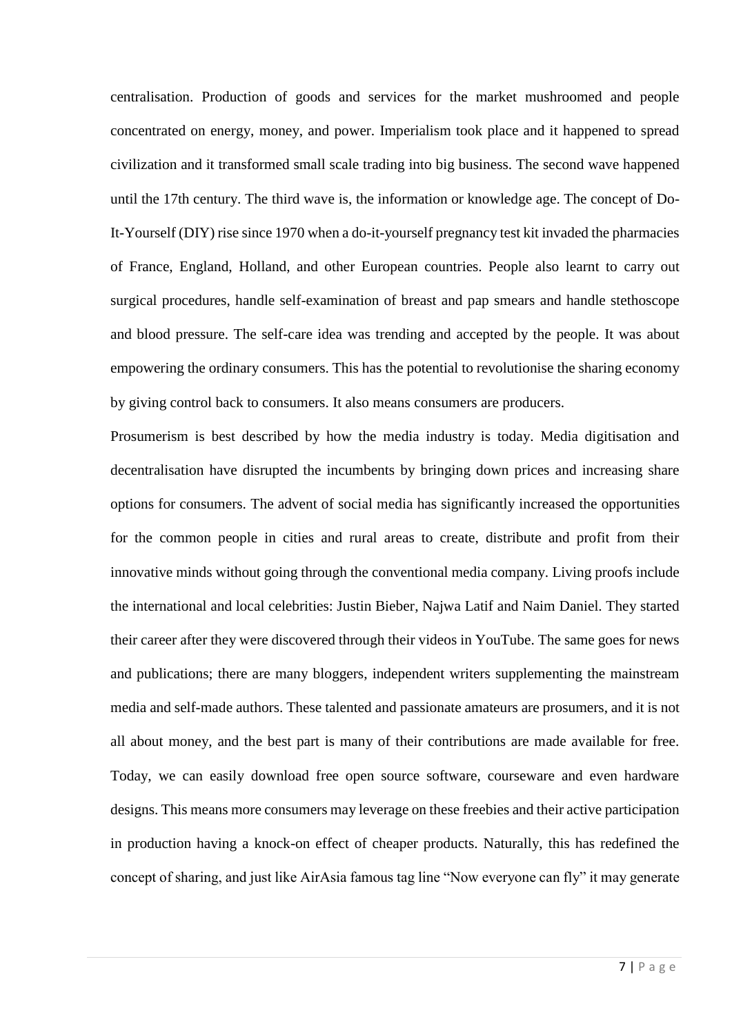centralisation. Production of goods and services for the market mushroomed and people concentrated on energy, money, and power. Imperialism took place and it happened to spread civilization and it transformed small scale trading into big business. The second wave happened until the 17th century. The third wave is, the information or knowledge age. The concept of Do-It-Yourself (DIY) rise since 1970 when a do-it-yourself pregnancy test kit invaded the pharmacies of France, England, Holland, and other European countries. People also learnt to carry out surgical procedures, handle self-examination of breast and pap smears and handle stethoscope and blood pressure. The self-care idea was trending and accepted by the people. It was about empowering the ordinary consumers. This has the potential to revolutionise the sharing economy by giving control back to consumers. It also means consumers are producers.

Prosumerism is best described by how the media industry is today. Media digitisation and decentralisation have disrupted the incumbents by bringing down prices and increasing share options for consumers. The advent of social media has significantly increased the opportunities for the common people in cities and rural areas to create, distribute and profit from their innovative minds without going through the conventional media company. Living proofs include the international and local celebrities: Justin Bieber, Najwa Latif and Naim Daniel. They started their career after they were discovered through their videos in YouTube. The same goes for news and publications; there are many bloggers, independent writers supplementing the mainstream media and self-made authors. These talented and passionate amateurs are prosumers, and it is not all about money, and the best part is many of their contributions are made available for free. Today, we can easily download free open source software, courseware and even hardware designs. This means more consumers may leverage on these freebies and their active participation in production having a knock-on effect of cheaper products. Naturally, this has redefined the concept of sharing, and just like AirAsia famous tag line "Now everyone can fly" it may generate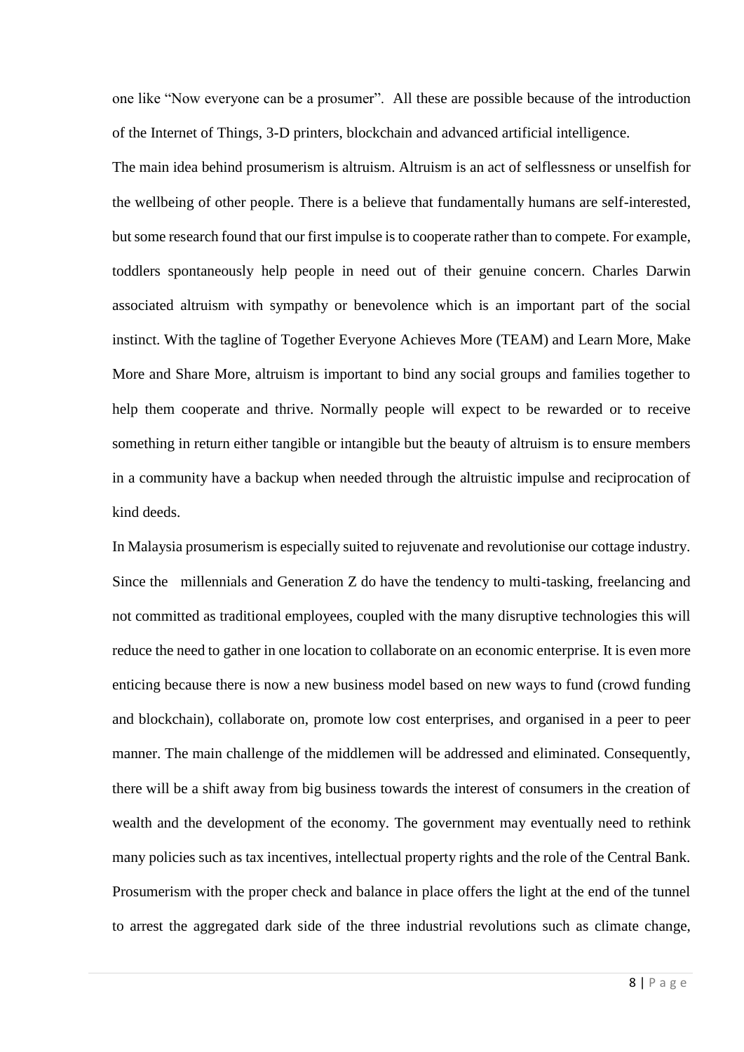one like "Now everyone can be a prosumer". All these are possible because of the introduction of the Internet of Things, 3-D printers, blockchain and advanced artificial intelligence.

The main idea behind prosumerism is altruism. Altruism is an act of selflessness or unselfish for the wellbeing of other people. There is a believe that fundamentally humans are self-interested, but some research found that our first impulse is to cooperate rather than to compete. For example, toddlers spontaneously help people in need out of their genuine concern. Charles Darwin associated altruism with sympathy or benevolence which is an important part of the social instinct. With the tagline of Together Everyone Achieves More (TEAM) and Learn More, Make More and Share More, altruism is important to bind any social groups and families together to help them cooperate and thrive. Normally people will expect to be rewarded or to receive something in return either tangible or intangible but the beauty of altruism is to ensure members in a community have a backup when needed through the altruistic impulse and reciprocation of kind deeds.

In Malaysia prosumerism is especially suited to rejuvenate and revolutionise our cottage industry. Since the millennials and Generation Z do have the tendency to multi-tasking, freelancing and not committed as traditional employees, coupled with the many disruptive technologies this will reduce the need to gather in one location to collaborate on an economic enterprise. It is even more enticing because there is now a new business model based on new ways to fund (crowd funding and blockchain), collaborate on, promote low cost enterprises, and organised in a peer to peer manner. The main challenge of the middlemen will be addressed and eliminated. Consequently, there will be a shift away from big business towards the interest of consumers in the creation of wealth and the development of the economy. The government may eventually need to rethink many policies such as tax incentives, intellectual property rights and the role of the Central Bank. Prosumerism with the proper check and balance in place offers the light at the end of the tunnel to arrest the aggregated dark side of the three industrial revolutions such as climate change,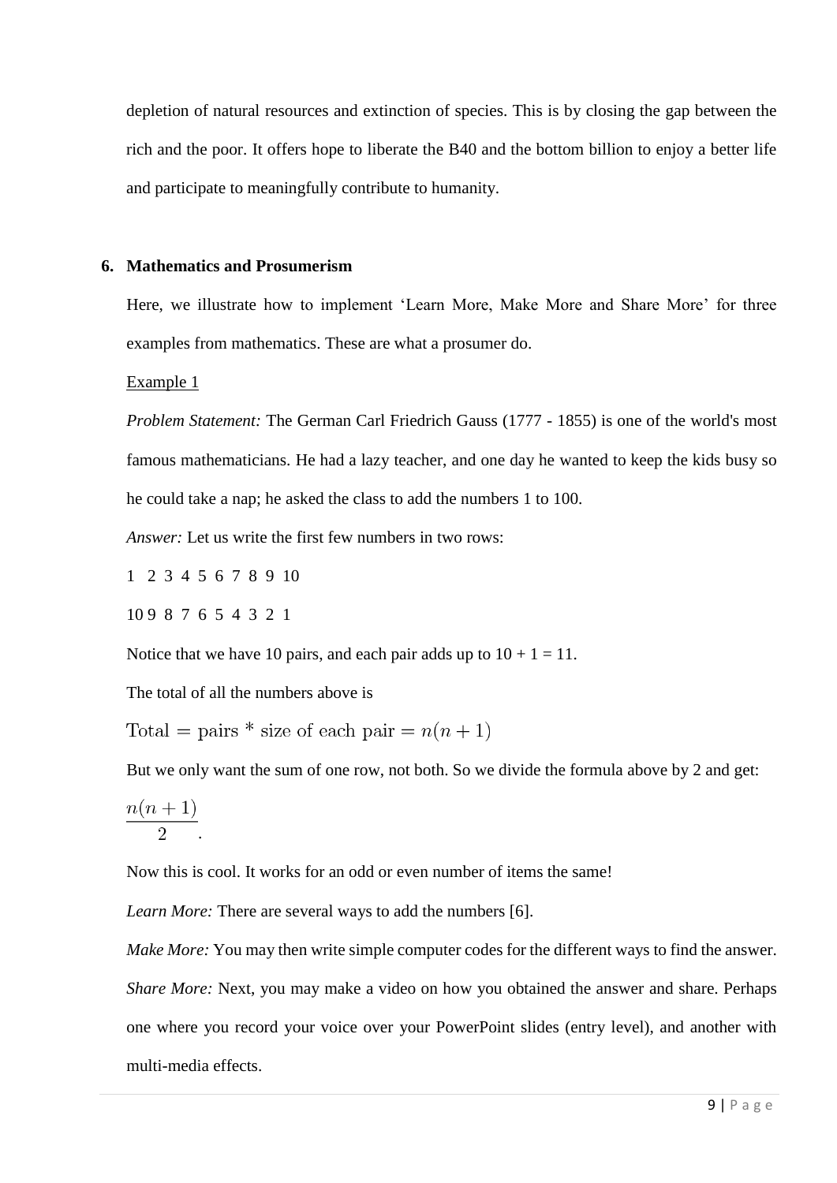depletion of natural resources and extinction of species. This is by closing the gap between the rich and the poor. It offers hope to liberate the B40 and the bottom billion to enjoy a better life and participate to meaningfully contribute to humanity.

## 6. Mathematics and Prosumerism

Here, we illustrate how to implement 'Learn More, Make More and Share More' for three examples from mathematics. These are what a prosumer do.

<u>Example 1</u>

*Problem Statement:* The German Carl Friedrich Gauss (1777 - 1855) is one of the world's most famous mathematicians. He had a lazy teacher, and one day he wanted to keep the kids busy so he could take a nap; he asked the class to add the numbers 1 to 100.

*Answer:* Let us write the first few numbers in two rows:

1 2 3 4 5 6 7 8 9 10

10 9 8 7 6 5 4 3 2 1

Notice that we have 10 pairs, and each pair adds up to 10 + 1 = 11.

The total of all the numbers above is

$$\text{Total} = \text{pairs} * \text{size of each pair} = n(n+1)$$

But we only want the sum of one row, not both. So we divide the formula above by 2 and get:

$$\frac{n(n+1)}{2}.$$

Now this is cool. It works for an odd or even number of items the same!

*Learn More:* There are several ways to add the numbers [6].

*Make More:* You may then write simple computer codes for the different ways to find the answer.

*Share More:* Next, you may make a video on how you obtained the answer and share. Perhaps one where you record your voice over your PowerPoint slides (entry level), and another with multi-media effects.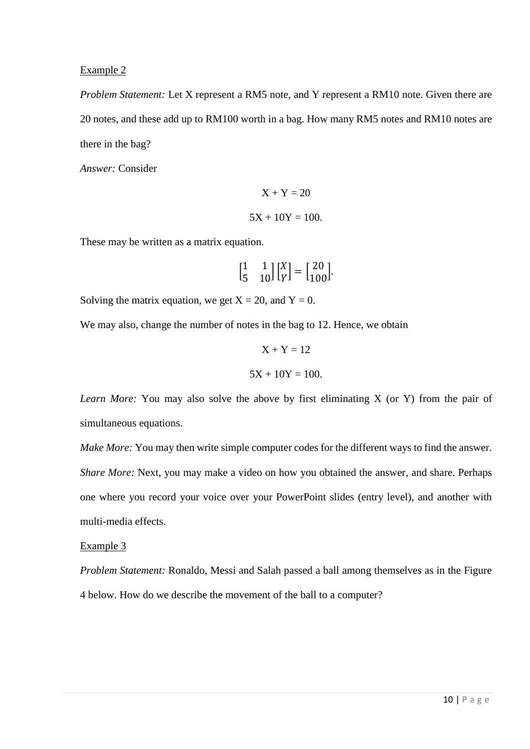<u>Example 2</u>

*Problem Statement:* Let X represent a RM5 note, and Y represent a RM10 note. Given there are 20 notes, and these add up to RM100 worth in a bag. How many RM5 notes and RM10 notes are there in the bag?

*Answer:* Consider

$$X + Y = 20$$

$$5X + 10Y = 100.$$

These may be written as a matrix equation.

$$\begin{bmatrix} 1 & 1 \\ 5 & 10 \end{bmatrix} \begin{bmatrix} X \\ Y \end{bmatrix} = \begin{bmatrix} 20 \\ 100 \end{bmatrix}.$$

Solving the matrix equation, we get X = 20, and Y = 0.

We may also, change the number of notes in the bag to 12. Hence, we obtain

$$X + Y = 12$$

$$5X + 10Y = 100.$$

*Learn More:* You may also solve the above by first eliminating X (or Y) from the pair of simultaneous equations.

*Make More:* You may then write simple computer codes for the different ways to find the answer.

*Share More:* Next, you may make a video on how you obtained the answer, and share. Perhaps one where you record your voice over your PowerPoint slides (entry level), and another with multi-media effects.

<u>Example 3</u>

*Problem Statement:* Ronaldo, Messi and Salah passed a ball among themselves as in the Figure 4 below. How do we describe the movement of the ball to a computer?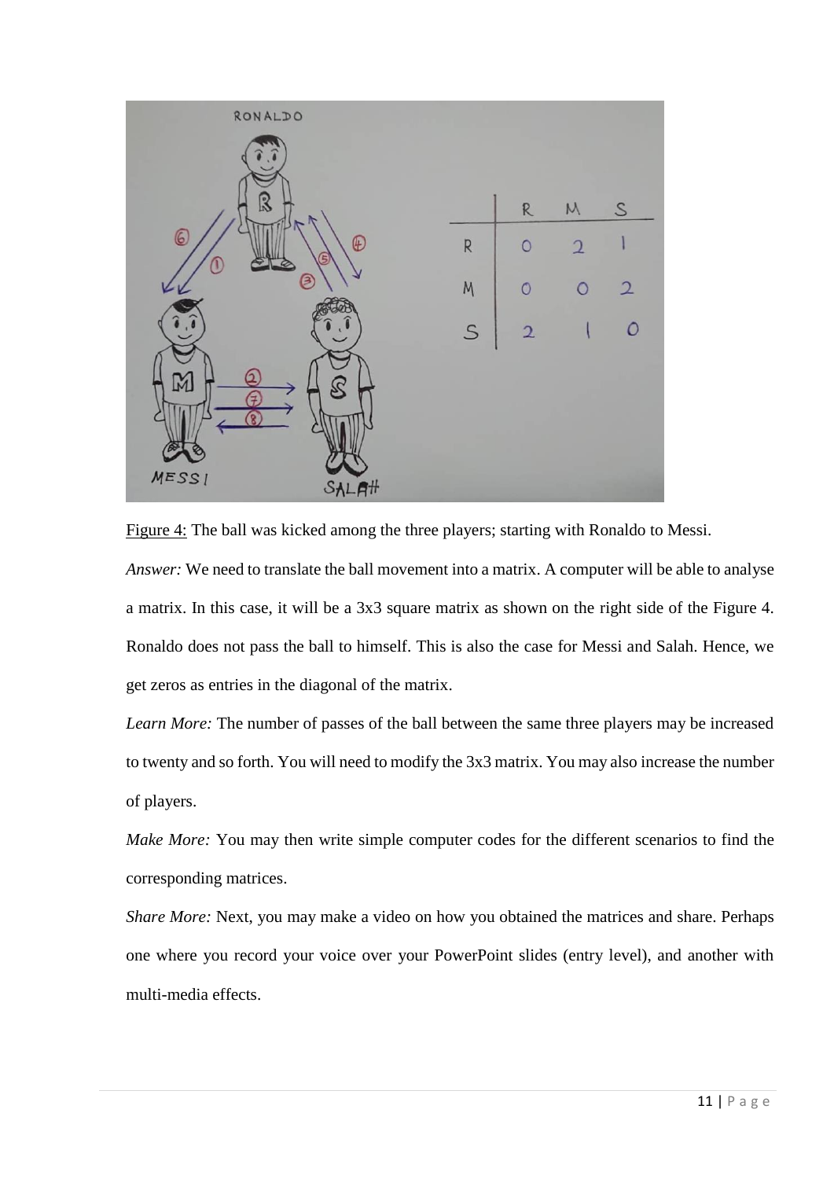Figure 4: The ball was kicked among the three players; starting with Ronaldo to Messi.

*Answer:* We need to translate the ball movement into a matrix. A computer will be able to analyse a matrix. In this case, it will be a 3x3 square matrix as shown on the right side of the Figure 4. Ronaldo does not pass the ball to himself. This is also the case for Messi and Salah. Hence, we get zeros as entries in the diagonal of the matrix.

*Learn More:* The number of passes of the ball between the same three players may be increased to twenty and so forth. You will need to modify the 3x3 matrix. You may also increase the number of players.

*Make More:* You may then write simple computer codes for the different scenarios to find the corresponding matrices.

*Share More:* Next, you may make a video on how you obtained the matrices and share. Perhaps one where you record your voice over your PowerPoint slides (entry level), and another with multi-media effects.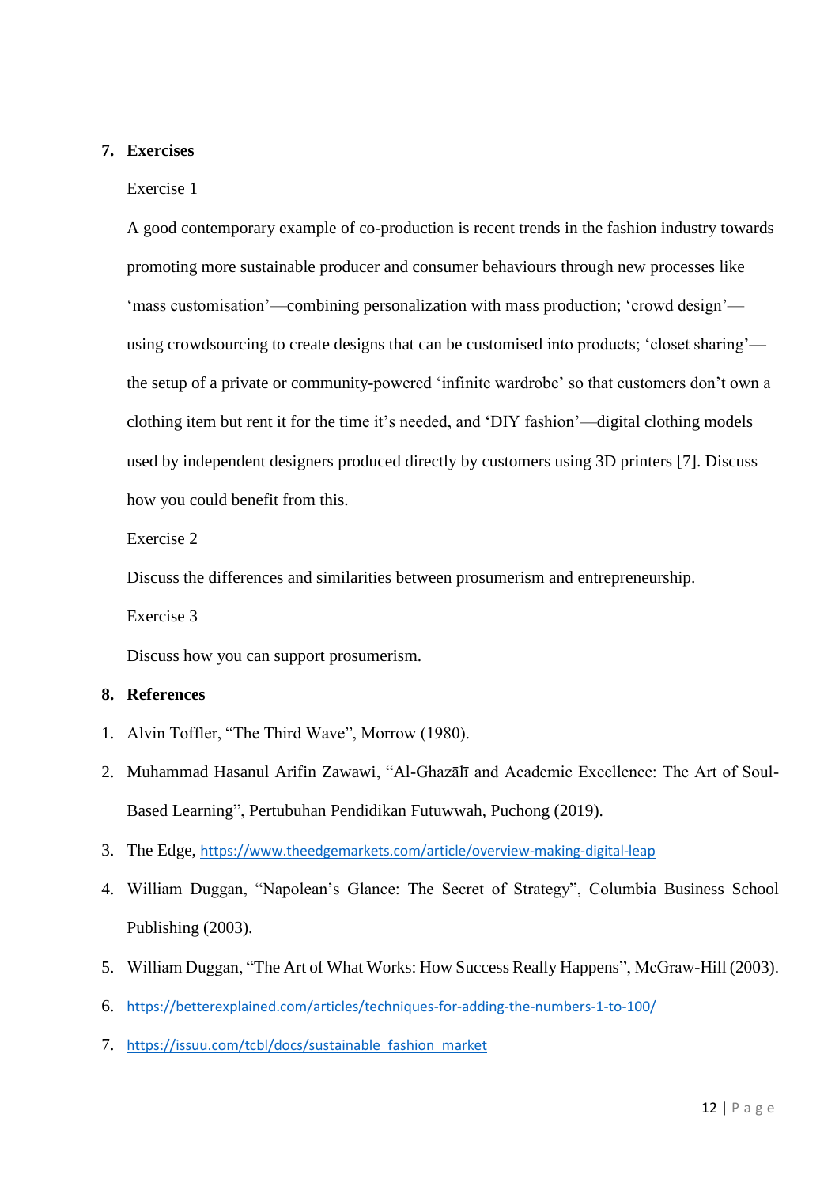## 7. Exercises

Exercise 1

A good contemporary example of co-production is recent trends in the fashion industry towards promoting more sustainable producer and consumer behaviours through new processes like ‘mass customisation’—combining personalization with mass production; ‘crowd design’—using crowdsourcing to create designs that can be customised into products; ‘closet sharing’—the setup of a private or community-powered ‘infinite wardrobe’ so that customers don’t own a clothing item but rent it for the time it’s needed, and ‘DIY fashion’—digital clothing models used by independent designers produced directly by customers using 3D printers [7]. Discuss how you could benefit from this.

Exercise 2

Discuss the differences and similarities between prosumerism and entrepreneurship.

Exercise 3

Discuss how you can support prosumerism.

## 8. References

1. Alvin Toffler, “The Third Wave”, Morrow (1980).
2. Muhammad Hasanul Arifin Zawawi, “Al-Ghazālī and Academic Excellence: The Art of Soul-Based Learning”, Pertubuhan Pendidikan Futuwwah, Puchong (2019).
3. The Edge, https://www.theedgemarkets.com/article/overview-making-digital-leap
4. William Duggan, “Napolean’s Glance: The Secret of Strategy”, Columbia Business School Publishing (2003).
5. William Duggan, “The Art of What Works: How Success Really Happens”, McGraw-Hill (2003).
6. https://betterexplained.com/articles/techniques-for-adding-the-numbers-1-to-100/
7. https://issuu.com/tcbl/docs/sustainable_fashion_market